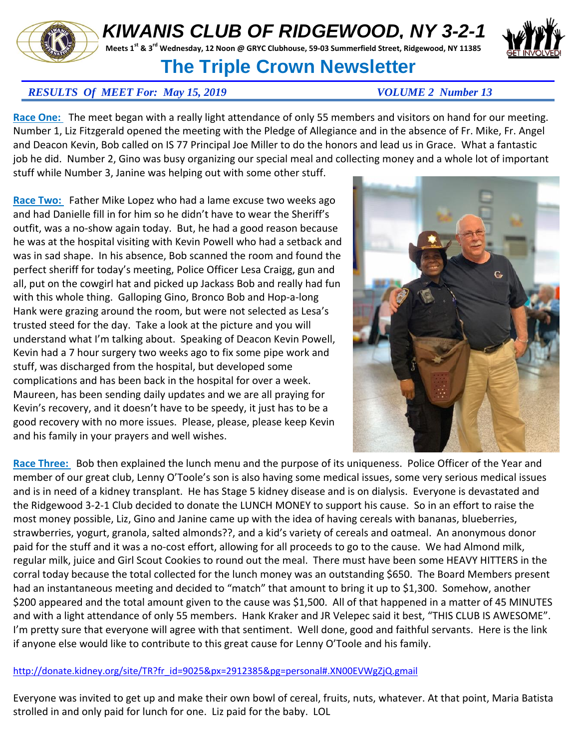# KIWANIS CLUB OF RIDGEWOOD, NY 3-2-1

**Meets 1st & 3rd Wednesday, 12 Noon @ GRYC Clubhouse, 59-03 Summerfield Street, Ridgewood, NY 11385**

## The Triple Crown Newsletter

***RESULTS Of MEET For: May 15, 2019*** ***VOLUME 2 Number 13***

**Race One:** The meet began with a really light attendance of only 55 members and visitors on hand for our meeting. Number 1, Liz Fitzgerald opened the meeting with the Pledge of Allegiance and in the absence of Fr. Mike, Fr. Angel and Deacon Kevin, Bob called on IS 77 Principal Joe Miller to do the honors and lead us in Grace. What a fantastic job he did. Number 2, Gino was busy organizing our special meal and collecting money and a whole lot of important stuff while Number 3, Janine was helping out with some other stuff.

**Race Two:** Father Mike Lopez who had a lame excuse two weeks ago and had Danielle fill in for him so he didn't have to wear the Sheriff's outfit, was a no-show again today. But, he had a good reason because he was at the hospital visiting with Kevin Powell who had a setback and was in sad shape. In his absence, Bob scanned the room and found the perfect sheriff for today's meeting, Police Officer Lesa Craigg, gun and all, put on the cowgirl hat and picked up Jackass Bob and really had fun with this whole thing. Galloping Gino, Bronco Bob and Hop-a-long Hank were grazing around the room, but were not selected as Lesa's trusted steed for the day. Take a look at the picture and you will understand what I'm talking about. Speaking of Deacon Kevin Powell, Kevin had a 7 hour surgery two weeks ago to fix some pipe work and stuff, was discharged from the hospital, but developed some complications and has been back in the hospital for over a week. Maureen, has been sending daily updates and we are all praying for Kevin's recovery, and it doesn't have to be speedy, it just has to be a good recovery with no more issues. Please, please, please keep Kevin and his family in your prayers and well wishes.

**Race Three:** Bob then explained the lunch menu and the purpose of its uniqueness. Police Officer of the Year and member of our great club, Lenny O'Toole's son is also having some medical issues, some very serious medical issues and is in need of a kidney transplant. He has Stage 5 kidney disease and is on dialysis. Everyone is devastated and the Ridgewood 3-2-1 Club decided to donate the LUNCH MONEY to support his cause. So in an effort to raise the most money possible, Liz, Gino and Janine came up with the idea of having cereals with bananas, blueberries, strawberries, yogurt, granola, salted almonds??, and a kid's variety of cereals and oatmeal. An anonymous donor paid for the stuff and it was a no-cost effort, allowing for all proceeds to go to the cause. We had Almond milk, regular milk, juice and Girl Scout Cookies to round out the meal. There must have been some HEAVY HITTERS in the corral today because the total collected for the lunch money was an outstanding $650. The Board Members present had an instantaneous meeting and decided to "match" that amount to bring it up to $1,300. Somehow, another $200 appeared and the total amount given to the cause was $1,500. All of that happened in a matter of 45 MINUTES and with a light attendance of only 55 members. Hank Kraker and JR Velepec said it best, "THIS CLUB IS AWESOME". I'm pretty sure that everyone will agree with that sentiment. Well done, good and faithful servants. Here is the link if anyone else would like to contribute to this great cause for Lenny O'Toole and his family.

http://donate.kidney.org/site/TR?fr_id=9025&px=2912385&pg=personal#.XN00EVWgZjQ.gmail

Everyone was invited to get up and make their own bowl of cereal, fruits, nuts, whatever. At that point, Maria Batista strolled in and only paid for lunch for one. Liz paid for the baby. LOL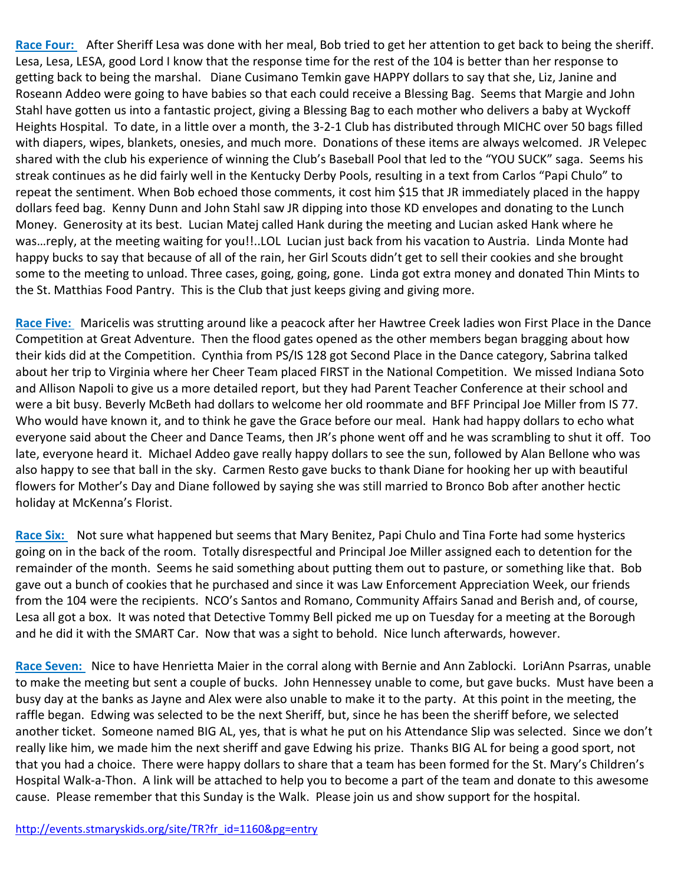**Race Four:** After Sheriff Lesa was done with her meal, Bob tried to get her attention to get back to being the sheriff. Lesa, Lesa, LESA, good Lord I know that the response time for the rest of the 104 is better than her response to getting back to being the marshal. Diane Cusimano Temkin gave HAPPY dollars to say that she, Liz, Janine and Roseann Addeo were going to have babies so that each could receive a Blessing Bag. Seems that Margie and John Stahl have gotten us into a fantastic project, giving a Blessing Bag to each mother who delivers a baby at Wyckoff Heights Hospital. To date, in a little over a month, the 3-2-1 Club has distributed through MICHC over 50 bags filled with diapers, wipes, blankets, onesies, and much more. Donations of these items are always welcomed. JR Velepec shared with the club his experience of winning the Club's Baseball Pool that led to the "YOU SUCK" saga. Seems his streak continues as he did fairly well in the Kentucky Derby Pools, resulting in a text from Carlos "Papi Chulo" to repeat the sentiment. When Bob echoed those comments, it cost him $15 that JR immediately placed in the happy dollars feed bag. Kenny Dunn and John Stahl saw JR dipping into those KD envelopes and donating to the Lunch Money. Generosity at its best. Lucian Matej called Hank during the meeting and Lucian asked Hank where he was…reply, at the meeting waiting for you!!..LOL Lucian just back from his vacation to Austria. Linda Monte had happy bucks to say that because of all of the rain, her Girl Scouts didn't get to sell their cookies and she brought some to the meeting to unload. Three cases, going, going, gone. Linda got extra money and donated Thin Mints to the St. Matthias Food Pantry. This is the Club that just keeps giving and giving more.

**Race Five:** Maricelis was strutting around like a peacock after her Hawtree Creek ladies won First Place in the Dance Competition at Great Adventure. Then the flood gates opened as the other members began bragging about how their kids did at the Competition. Cynthia from PS/IS 128 got Second Place in the Dance category, Sabrina talked about her trip to Virginia where her Cheer Team placed FIRST in the National Competition. We missed Indiana Soto and Allison Napoli to give us a more detailed report, but they had Parent Teacher Conference at their school and were a bit busy. Beverly McBeth had dollars to welcome her old roommate and BFF Principal Joe Miller from IS 77. Who would have known it, and to think he gave the Grace before our meal. Hank had happy dollars to echo what everyone said about the Cheer and Dance Teams, then JR's phone went off and he was scrambling to shut it off. Too late, everyone heard it. Michael Addeo gave really happy dollars to see the sun, followed by Alan Bellone who was also happy to see that ball in the sky. Carmen Resto gave bucks to thank Diane for hooking her up with beautiful flowers for Mother's Day and Diane followed by saying she was still married to Bronco Bob after another hectic holiday at McKenna's Florist.

**Race Six:** Not sure what happened but seems that Mary Benitez, Papi Chulo and Tina Forte had some hysterics going on in the back of the room. Totally disrespectful and Principal Joe Miller assigned each to detention for the remainder of the month. Seems he said something about putting them out to pasture, or something like that. Bob gave out a bunch of cookies that he purchased and since it was Law Enforcement Appreciation Week, our friends from the 104 were the recipients. NCO's Santos and Romano, Community Affairs Sanad and Berish and, of course, Lesa all got a box. It was noted that Detective Tommy Bell picked me up on Tuesday for a meeting at the Borough and he did it with the SMART Car. Now that was a sight to behold. Nice lunch afterwards, however.

**Race Seven:** Nice to have Henrietta Maier in the corral along with Bernie and Ann Zablocki. LoriAnn Psarras, unable to make the meeting but sent a couple of bucks. John Hennessey unable to come, but gave bucks. Must have been a busy day at the banks as Jayne and Alex were also unable to make it to the party. At this point in the meeting, the raffle began. Edwing was selected to be the next Sheriff, but, since he has been the sheriff before, we selected another ticket. Someone named BIG AL, yes, that is what he put on his Attendance Slip was selected. Since we don't really like him, we made him the next sheriff and gave Edwing his prize. Thanks BIG AL for being a good sport, not that you had a choice. There were happy dollars to share that a team has been formed for the St. Mary's Children's Hospital Walk-a-Thon. A link will be attached to help you to become a part of the team and donate to this awesome cause. Please remember that this Sunday is the Walk. Please join us and show support for the hospital.

http://events.stmaryskids.org/site/TR?fr_id=1160&pg=entry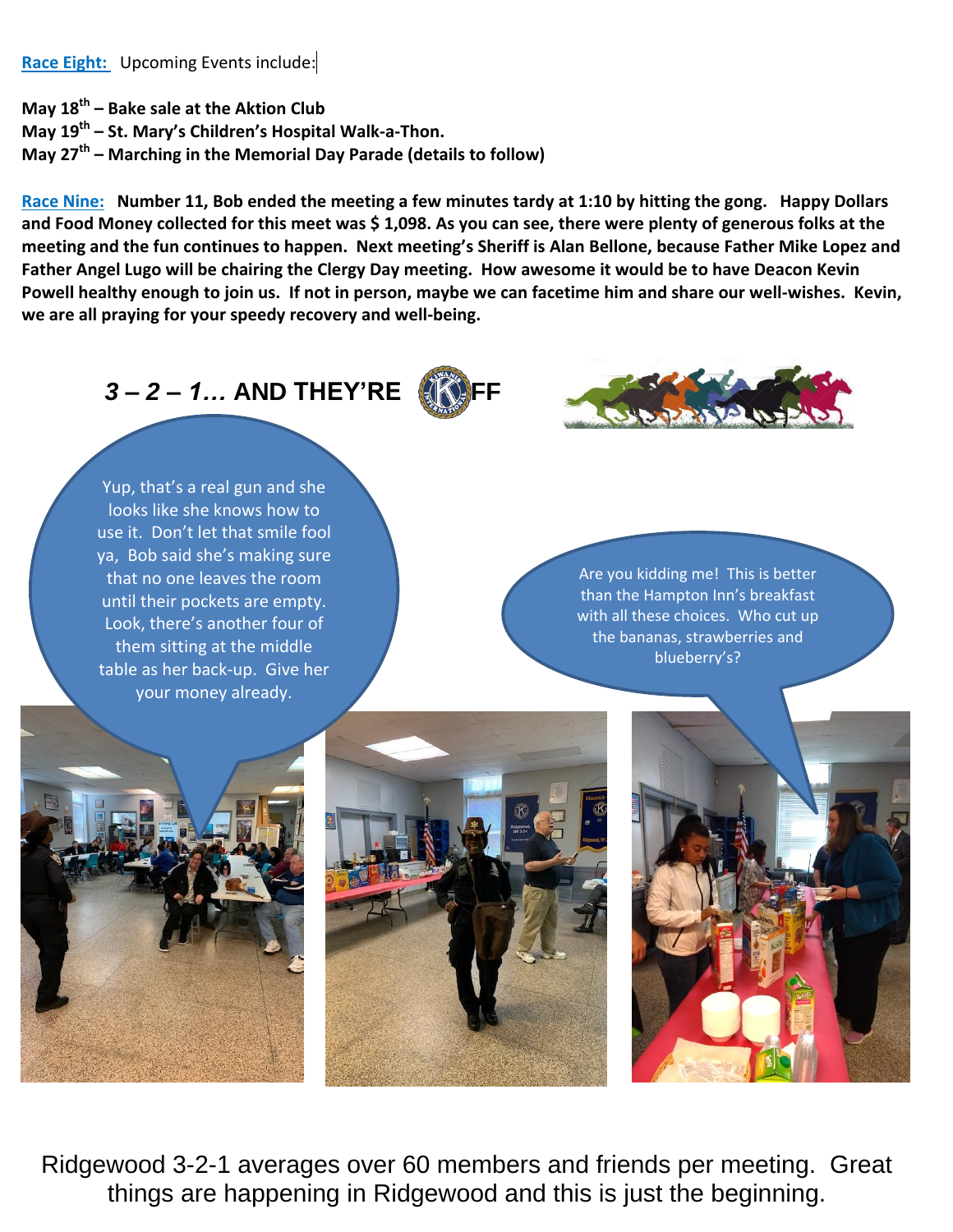**Race Eight:** Upcoming Events include:

**May 18th – Bake sale at the Aktion Club**
**May 19th – St. Mary's Children's Hospital Walk-a-Thon.**
**May 27th – Marching in the Memorial Day Parade (details to follow)**

**Race Nine:** **Number 11, Bob ended the meeting a few minutes tardy at 1:10 by hitting the gong. Happy Dollars and Food Money collected for this meet was $ 1,098. As you can see, there were plenty of generous folks at the meeting and the fun continues to happen. Next meeting's Sheriff is Alan Bellone, because Father Mike Lopez and Father Angel Lugo will be chairing the Clergy Day meeting. How awesome it would be to have Deacon Kevin Powell healthy enough to join us. If not in person, maybe we can facetime him and share our well-wishes. Kevin, we are all praying for your speedy recovery and well-being.**

## *3 – 2 – 1…* AND THEY'RE OFF

Yup, that's a real gun and she looks like she knows how to use it. Don't let that smile fool ya, Bob said she's making sure that no one leaves the room until their pockets are empty. Look, there's another four of them sitting at the middle table as her back-up. Give her your money already.

Are you kidding me! This is better than the Hampton Inn's breakfast with all these choices. Who cut up the bananas, strawberries and blueberry's?

Ridgewood 3-2-1 averages over 60 members and friends per meeting. Great things are happening in Ridgewood and this is just the beginning.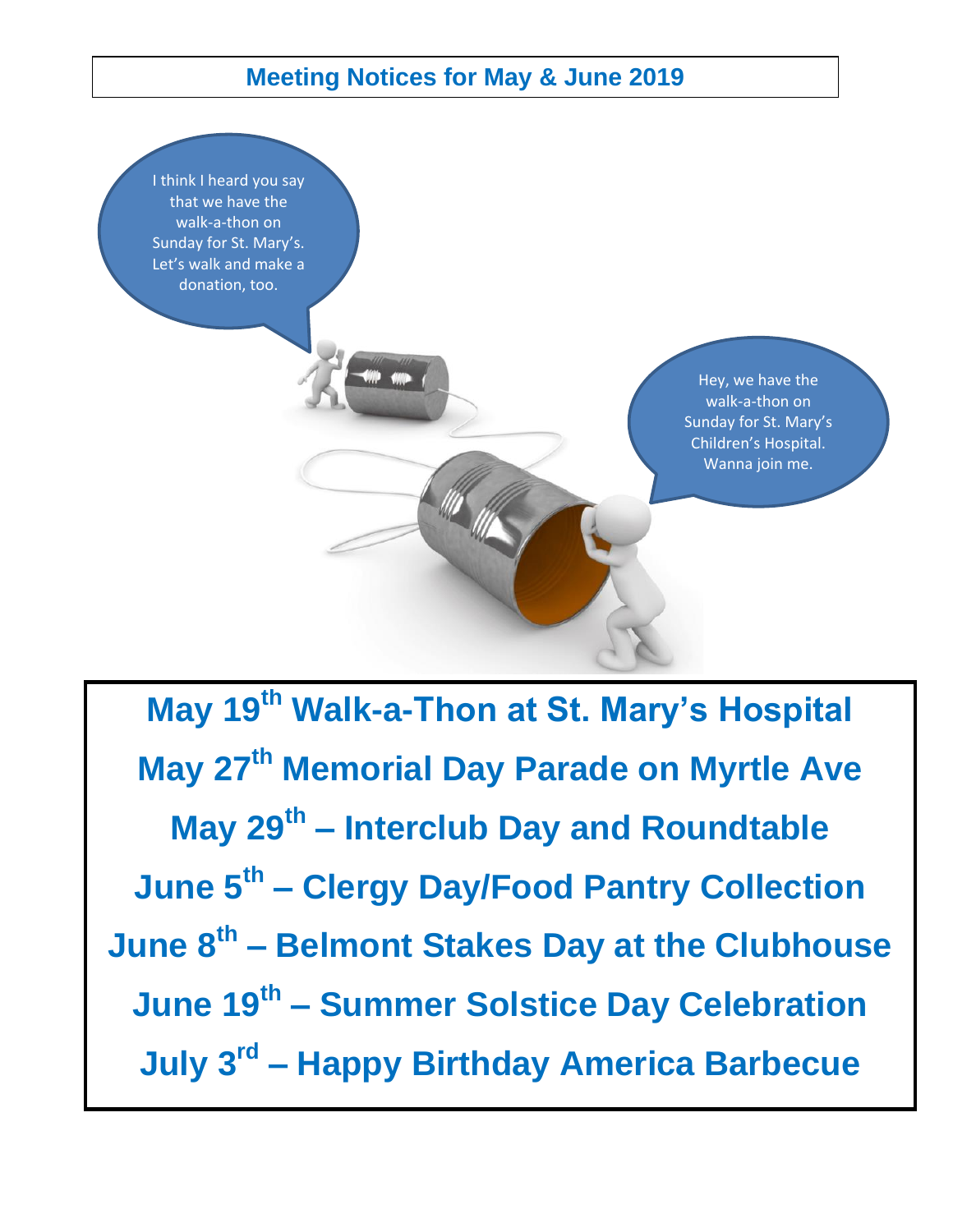## Meeting Notices for May & June 2019

I think I heard you say that we have the walk-a-thon on Sunday for St. Mary's. Let's walk and make a donation, too.

Hey, we have the walk-a-thon on Sunday for St. Mary's Children's Hospital. Wanna join me.

**May 19th Walk-a-Thon at St. Mary's Hospital**

**May 27th Memorial Day Parade on Myrtle Ave**

**May 29th – Interclub Day and Roundtable**

**June 5th – Clergy Day/Food Pantry Collection**

**June 8th – Belmont Stakes Day at the Clubhouse**

**June 19th – Summer Solstice Day Celebration**

**July 3rd – Happy Birthday America Barbecue**